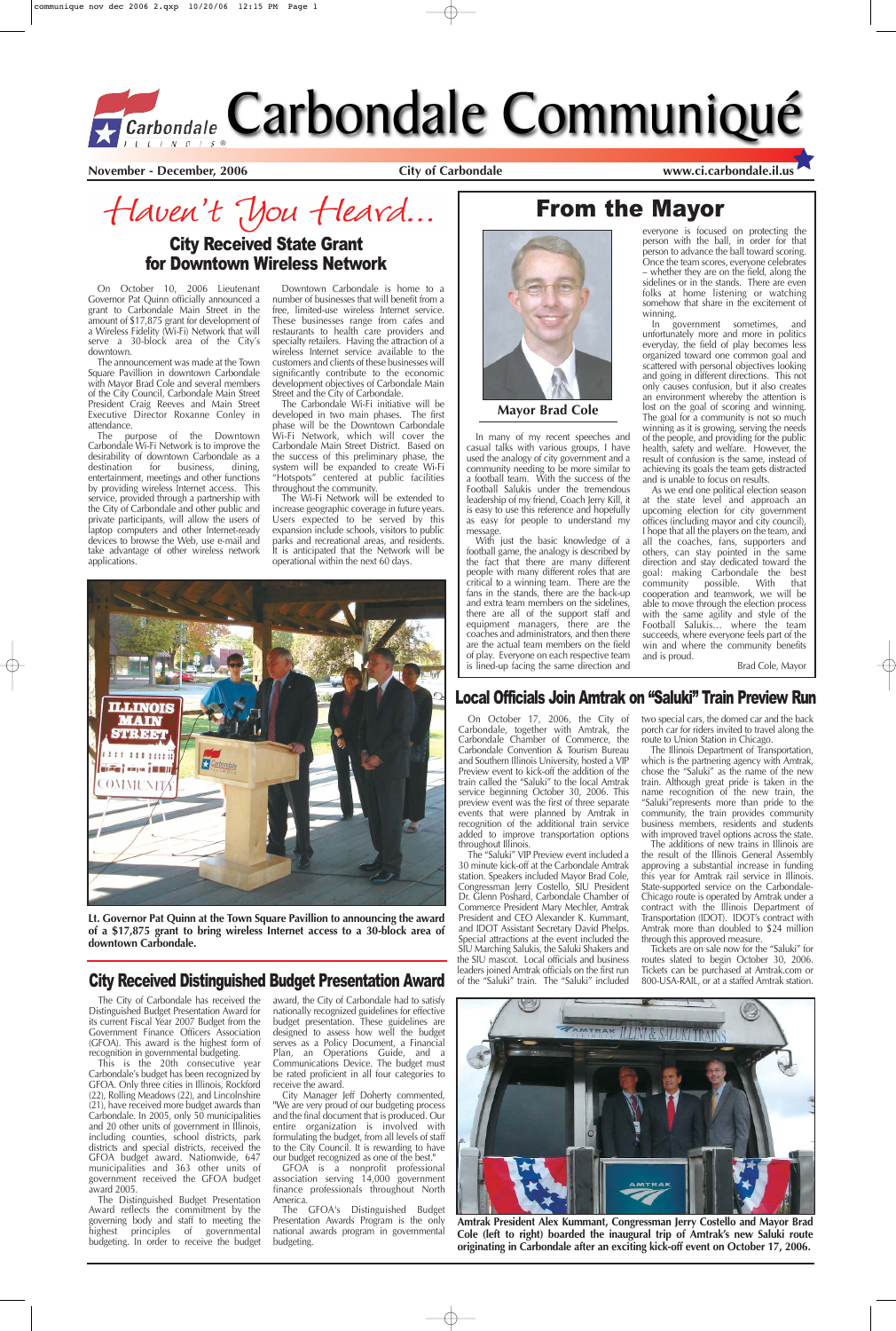# Carbondale Communiqué

**November - December, 2006** | **City of Carbondale** | **www.ci.carbondale.il.us**

## *Haven't You Heard...*

## City Received State Grant for Downtown Wireless Network

On October 10, 2006 Lieutenant Governor Pat Quinn officially announced a grant to Carbondale Main Street in the amount of $17,875 grant for development of a Wireless Fidelity (Wi-Fi) Network that will serve a 30-block area of the City's downtown.

The announcement was made at the Town Square Pavillion in downtown Carbondale with Mayor Brad Cole and several members of the City Council, Carbondale Main Street President Craig Reeves and Main Street Executive Director Roxanne Conley in attendance.

The purpose of the Downtown Carbondale Wi-Fi Network is to improve the desirability of downtown Carbondale as a destination for business, dining, entertainment, meetings and other functions by providing wireless Internet access. This service, provided through a partnership with the City of Carbondale and other public and private participants, will allow the users of laptop computers and other Internet-ready devices to browse the Web, use e-mail and take advantage of other wireless network applications.

Downtown Carbondale is home to a number of businesses that will benefit from a free, limited-use wireless Internet service. These businesses range from cafes and restaurants to health care providers and specialty retailers. Having the attraction of a wireless Internet service available to the customers and clients of these businesses will significantly contribute to the economic development objectives of Carbondale Main Street and the City of Carbondale.

The Carbondale Wi-Fi initiative will be developed in two main phases. The first phase will be the Downtown Carbondale Wi-Fi Network, which will cover the Carbondale Main Street District. Based on the success of this preliminary phase, the system will be expanded to create Wi-Fi "Hotspots" centered at public facilities throughout the community.

The Wi-Fi Network will be extended to increase geographic coverage in future years. Users expected to be served by this expansion include schools, visitors to public parks and recreational areas, and residents. It is anticipated that the Network will be operational within the next 60 days.

**Lt. Governor Pat Quinn at the Town Square Pavillion to announcing the award of a $17,875 grant to bring wireless Internet access to a 30-block area of downtown Carbondale.**

## From the Mayor

**Mayor Brad Cole**

In many of my recent speeches and casual talks with various groups, I have used the analogy of city government and a community needing to be more similar to a football team. With the success of the Football Salukis under the tremendous leadership of my friend, Coach Jerry Kill, it is easy to use this reference and hopefully as easy for people to understand my message.

With just the basic knowledge of a football game, the analogy is described by the fact that there are many different people with many different roles that are critical to a winning team. There are the fans in the stands, there are the back-up and extra team members on the sidelines, there are all of the support staff and equipment managers, there are the coaches and administrators, and then there are the actual team members on the field of play. Everyone on each respective team is lined-up facing the same direction and everyone is focused on protecting the person with the ball, in order for that person to advance the ball toward scoring. Once the team scores, everyone celebrates – whether they are on the field, along the sidelines or in the stands. There are even folks at home listening or watching somehow that share in the excitement of winning.

In government sometimes, and unfortunately more and more in politics everyday, the field of play becomes less organized toward one common goal and scattered with personal objectives looking and going in different directions. This not only causes confusion, but it also creates an environment whereby the attention is lost on the goal of scoring and winning. The goal for a community is not so much winning as it is growing, serving the needs of the people, and providing for the public health, safety and welfare. However, the result of confusion is the same, instead of achieving its goals the team gets distracted and is unable to focus on results.

As we end one political election season at the state level and approach an upcoming election for city government offices (including mayor and city council), I hope that all the players on the team, and all the coaches, fans, supporters and others, can stay pointed in the same direction and stay dedicated toward the goal: making Carbondale the best community possible. With that cooperation and teamwork, we will be able to move through the election process with the same agility and style of the Football Salukis… where the team succeeds, where everyone feels part of the win and where the community benefits and is proud.

Brad Cole, Mayor

## Local Officials Join Amtrak on "Saluki" Train Preview Run

On October 17, 2006, the City of Carbondale, together with Amtrak, the Carbondale Chamber of Commerce, the Carbondale Convention & Tourism Bureau and Southern Illinois University, hosted a VIP Preview event to kick-off the addition of the train called the "Saluki" to the local Amtrak service beginning October 30, 2006. This preview event was the first of three separate events that were planned by Amtrak in recognition of the additional train service added to improve transportation options throughout Illinois.

The "Saluki" VIP Preview event included a 30 minute kick-off at the Carbondale Amtrak station. Speakers included Mayor Brad Cole, Congressman Jerry Costello, SIU President Dr. Glenn Poshard, Carbondale Chamber of Commerce President Mary Mechler, Amtrak President and CEO Alexander K. Kummant, and IDOT Assistant Secretary David Phelps. Special attractions at the event included the SIU Marching Salukis, the Saluki Shakers and the SIU mascot. Local officials and business leaders joined Amtrak officials on the first run of the "Saluki" train. The "Saluki" included two special cars, the domed car and the back porch car for riders invited to travel along the route to Union Station in Chicago.

The Illinois Department of Transportation, which is the partnering agency with Amtrak, chose the "Saluki" as the name of the new train. Although great pride is taken in the name recognition of the new train, the "Saluki"represents more than pride to the community, the train provides community business members, residents and students with improved travel options across the state.

The additions of new trains in Illinois are the result of the Illinois General Assembly approving a substantial increase in funding this year for Amtrak rail service in Illinois. State-supported service on the Carbondale-Chicago route is operated by Amtrak under a contract with the Illinois Department of Transportation (IDOT). IDOT's contract with Amtrak more than doubled to $24 million through this approved measure.

Tickets are on sale now for the "Saluki" for routes slated to begin October 30, 2006. Tickets can be purchased at Amtrak.com or 800-USA-RAIL, or at a staffed Amtrak station.

**Amtrak President Alex Kummant, Congressman Jerry Costello and Mayor Brad Cole (left to right) boarded the inaugural trip of Amtrak's new Saluki route originating in Carbondale after an exciting kick-off event on October 17, 2006.**

## City Received Distinguished Budget Presentation Award

The City of Carbondale has received the Distinguished Budget Presentation Award for its current Fiscal Year 2007 Budget from the Government Finance Officers Association (GFOA). This award is the highest form of recognition in governmental budgeting.

This is the 20th consecutive year Carbondale's budget has been recognized by GFOA. Only three cities in Illinois, Rockford (22), Rolling Meadows (22), and Lincolnshire (21), have received more budget awards than Carbondale. In 2005, only 50 municipalities and 20 other units of government in Illinois, including counties, school districts, park districts and special districts, received the GFOA budget award. Nationwide, 647 municipalities and 363 other units of government received the GFOA budget award 2005.

The Distinguished Budget Presentation Award reflects the commitment by the governing body and staff to meeting the highest principles of governmental budgeting. In order to receive the budget award, the City of Carbondale had to satisfy nationally recognized guidelines for effective budget presentation. These guidelines are designed to assess how well the budget serves as a Policy Document, a Financial Plan, an Operations Guide, and a Communications Device. The budget must be rated proficient in all four categories to receive the award.

City Manager Jeff Doherty commented, "We are very proud of our budgeting process and the final document that is produced. Our entire organization is involved with formulating the budget, from all levels of staff to the City Council. It is rewarding to have our budget recognized as one of the best."

GFOA is a nonprofit professional association serving 14,000 government finance professionals throughout North America.

The GFOA's Distinguished Budget Presentation Awards Program is the only national awards program in governmental budgeting.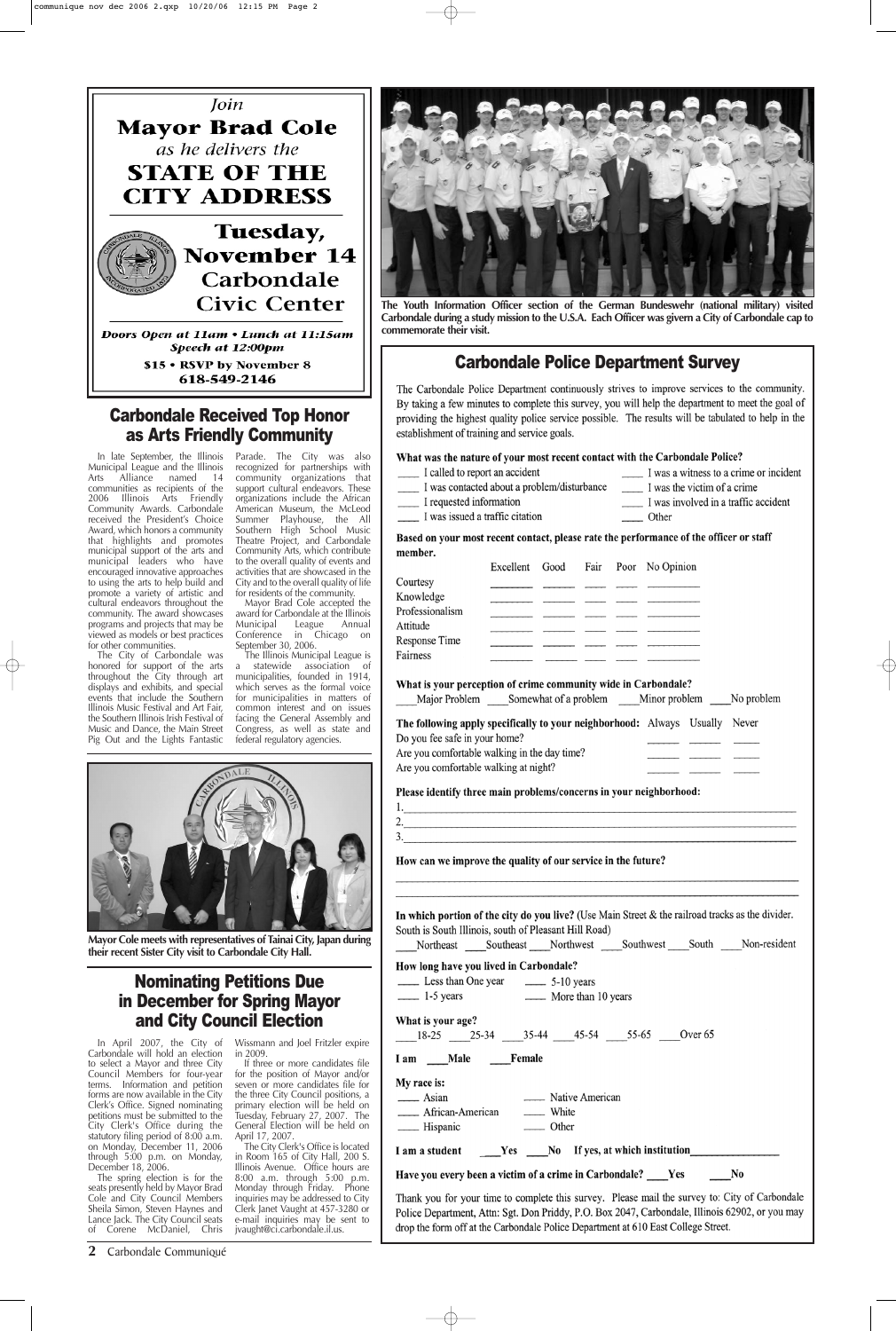*Join*

**Mayor Brad Cole**

*as he delivers the*

# STATE OF THE CITY ADDRESS

**Tuesday, November 14**

**Carbondale Civic Center**

***Doors Open at 11am • Lunch at 11:15am***

***Speech at 12:00pm***

**$15 • RSVP by November 8**

**618-549-2146**

## Carbondale Received Top Honor as Arts Friendly Community

In late September, the Illinois Municipal League and the Illinois Arts Alliance named 14 communities as recipients of the 2006 Illinois Arts Friendly Community Awards. Carbondale received the President's Choice Award, which honors a community that highlights and promotes municipal support of the arts and municipal leaders who have encouraged innovative approaches to using the arts to help build and promote a variety of artistic and cultural endeavors throughout the community. The award showcases programs and projects that may be viewed as models or best practices for other communities.

The City of Carbondale was honored for support of the arts throughout the City through art displays and exhibits, and special events that include the Southern Illinois Music Festival and Art Fair, the Southern Illinois Irish Festival of Music and Dance, the Main Street Pig Out and the Lights Fantastic Parade. The City was also recognized for partnerships with community organizations that support cultural endeavors. These organizations include the African American Museum, the McLeod Summer Playhouse, the All Southern High School Music Theatre Project, and Carbondale Community Arts, which contribute to the overall quality of events and activities that are showcased in the City and to the overall quality of life for residents of the community.

Mayor Brad Cole accepted the award for Carbondale at the Illinois Municipal League Annual Conference in Chicago on September 30, 2006.

The Illinois Municipal League is a statewide association of municipalities, founded in 1914, which serves as the formal voice for municipalities in matters of common interest and on issues facing the General Assembly and Congress, as well as state and federal regulatory agencies.

**Mayor Cole meets with representatives of Tainai City, Japan during their recent Sister City visit to Carbondale City Hall.**

## Nominating Petitions Due in December for Spring Mayor and City Council Election

In April 2007, the City of Carbondale will hold an election to select a Mayor and three City Council Members for four-year terms. Information and petition forms are now available in the City Clerk's Office. Signed nominating petitions must be submitted to the City Clerk's Office during the statutory filing period of 8:00 a.m. on Monday, December 11, 2006 through 5:00 p.m. on Monday, December 18, 2006.

The spring election is for the seats presently held by Mayor Brad Cole and City Council Members Sheila Simon, Steven Haynes and Lance Jack. The City Council seats of Corene McDaniel, Chris Wissmann and Joel Fritzler expire in 2009.

If three or more candidates file for the position of Mayor and/or seven or more candidates file for the three City Council positions, a primary election will be held on Tuesday, February 27, 2007. The General Election will be held on April 17, 2007.

The City Clerk's Office is located in Room 165 of City Hall, 200 S. Illinois Avenue. Office hours are 8:00 a.m. through 5:00 p.m. Monday through Friday. Phone inquiries may be addressed to City Clerk Janet Vaught at 457-3280 or e-mail inquiries may be sent to jvaught@ci.carbondale.il.us.

**The Youth Information Officer section of the German Bundeswehr (national military) visited Carbondale during a study mission to the U.S.A. Each Officer was givern a City of Carbondale cap to commemorate their visit.**

## Carbondale Police Department Survey

The Carbondale Police Department continuously strives to improve services to the community. By taking a few minutes to complete this survey, you will help the department to meet the goal of providing the highest quality police service possible. The results will be tabulated to help in the establishment of training and service goals.

**What was the nature of your most recent contact with the Carbondale Police?**

- ____ I called to report an accident
- ____ I was contacted about a problem/disturbance
- ____ I requested information
- ____ I was issued a traffic citation
- ____ I was a witness to a crime or incident
- ____ I was the victim of a crime
- ____ I was involved in a traffic accident
- ____ Other

**Based on your most recent contact, please rate the performance of the officer or staff member.**

| | Excellent | Good | Fair | Poor | No Opinion |
|---|---|---|---|---|---|
| Courtesy | | | | | |
| Knowledge | | | | | |
| Professionalism | | | | | |
| Attitude | | | | | |
| Response Time | | | | | |
| Fairness | | | | | |

**What is your perception of crime community wide in Carbondale?**

____Major Problem ____Somewhat of a problem ____Minor problem ____No problem

| **The following apply specifically to your neighborhood:** | Always | Usually | Never |
|---|---|---|---|
| Do you fee safe in your home? | | | |
| Are you comfortable walking in the day time? | | | |
| Are you comfortable walking at night? | | | |

**Please identify three main problems/concerns in your neighborhood:**

1.___________________________________

2.___________________________________

3.___________________________________

**How can we improve the quality of our service in the future?**

___________________________________

___________________________________

**In which portion of the city do you live?** (Use Main Street & the railroad tracks as the divider. South is South Illinois, south of Pleasant Hill Road)

___Northeast ___Southeast ___Northwest ___Southwest ___South ___Non-resident

**How long have you lived in Carbondale?**

- ____ Less than One year
- ____ 1-5 years
- ____ 5-10 years
- ____ More than 10 years

**What is your age?**

____18-25 ____25-34 ____35-44 ____45-54 ____55-65 ____Over 65

**I am ___Male ___Female**

**My race is:**

- ____ Asian
- ____ African-American
- ____ Hispanic
- ____ Native American
- ____ White
- ____ Other

**I am a student ___Yes ___No If yes, at which institution________________**

**Have you every been a victim of a crime in Carbondale? ___Yes ___No**

Thank you for your time to complete this survey. Please mail the survey to: City of Carbondale Police Department, Attn: Sgt. Don Priddy, P.O. Box 2047, Carbondale, Illinois 62902, or you may drop the form off at the Carbondale Police Department at 610 East College Street.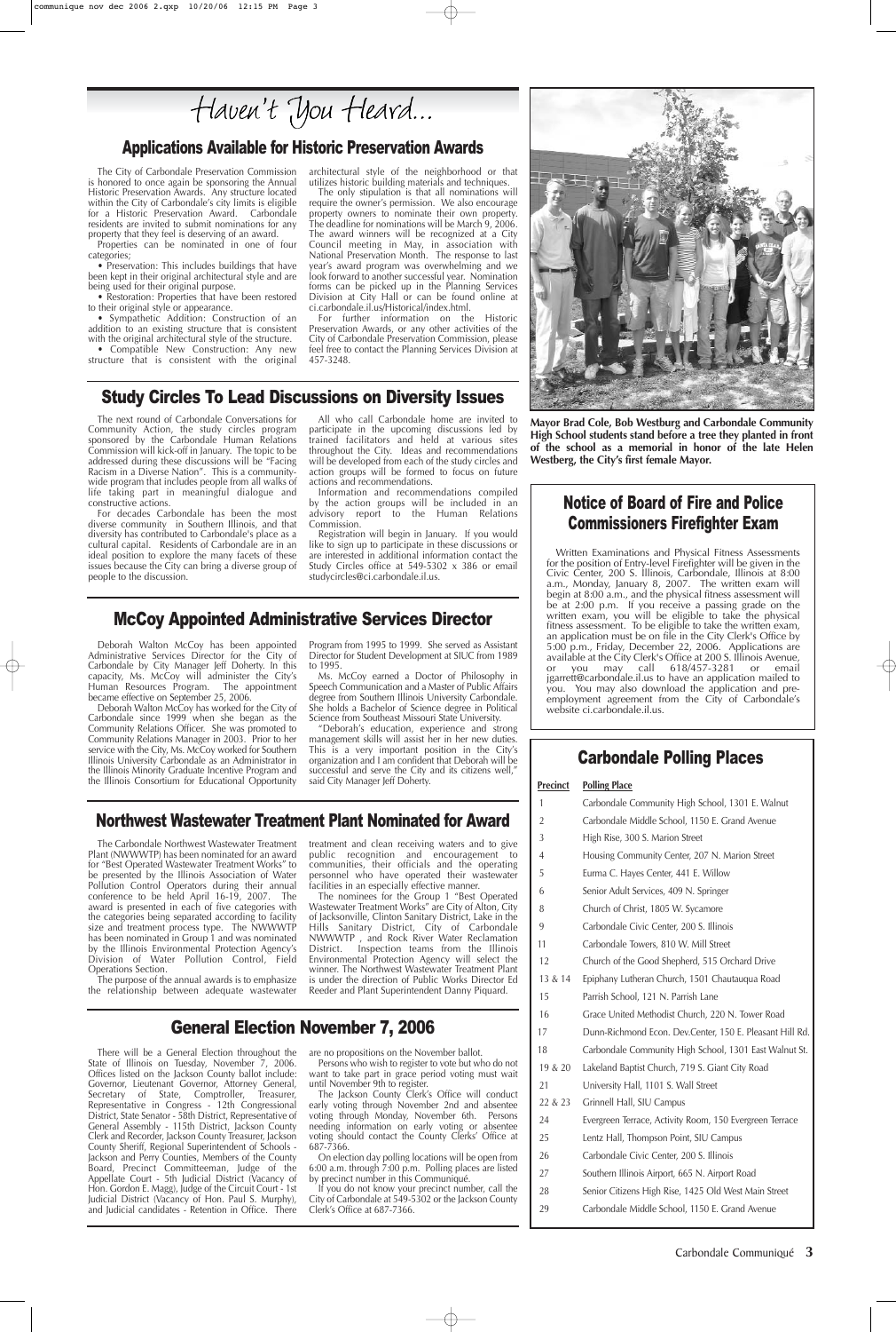# Haven't You Heard...

## Applications Available for Historic Preservation Awards

The City of Carbondale Preservation Commission is honored to once again be sponsoring the Annual Historic Preservation Awards. Any structure located within the City of Carbondale's city limits is eligible for a Historic Preservation Award. Carbondale residents are invited to submit nominations for any property that they feel is deserving of an award.

Properties can be nominated in one of four categories;

• Preservation: This includes buildings that have been kept in their original architectural style and are being used for their original purpose.

• Restoration: Properties that have been restored to their original style or appearance.

• Sympathetic Addition: Construction of an addition to an existing structure that is consistent with the original architectural style of the structure.

• Compatible New Construction: Any new structure that is consistent with the original architectural style of the neighborhood or that utilizes historic building materials and techniques.

The only stipulation is that all nominations will require the owner's permission. We also encourage property owners to nominate their own property. The deadline for nominations will be March 9, 2006. The award winners will be recognized at a City Council meeting in May, in association with National Preservation Month. The response to last year's award program was overwhelming and we look forward to another successful year. Nomination forms can be picked up in the Planning Services Division at City Hall or can be found online at ci.carbondale.il.us/Historical/index.html.

For further information on the Historic Preservation Awards, or any other activities of the City of Carbondale Preservation Commission, please feel free to contact the Planning Services Division at 457-3248.

**Mayor Brad Cole, Bob Westburg and Carbondale Community High School students stand before a tree they planted in front of the school as a memorial in honor of the late Helen Westberg, the City's first female Mayor.**

## Study Circles To Lead Discussions on Diversity Issues

The next round of Carbondale Conversations for Community Action, the study circles program sponsored by the Carbondale Human Relations Commission will kick-off in January. The topic to be addressed during these discussions will be "Facing Racism in a Diverse Nation". This is a community-wide program that includes people from all walks of life taking part in meaningful dialogue and constructive actions.

For decades Carbondale has been the most diverse community in Southern Illinois, and that diversity has contributed to Carbondale's place as a cultural capital. Residents of Carbondale are in an ideal position to explore the many facets of these issues because the City can bring a diverse group of people to the discussion.

All who call Carbondale home are invited to participate in the upcoming discussions led by trained facilitators and held at various sites throughout the City. Ideas and recommendations will be developed from each of the study circles and action groups will be formed to focus on future actions and recommendations.

Information and recommendations compiled by the action groups will be included in an advisory report to the Human Relations Commission.

Registration will begin in January. If you would like to sign up to participate in these discussions or are interested in additional information contact the Study Circles office at 549-5302 x 386 or email studycircles@ci.carbondale.il.us.

## Notice of Board of Fire and Police Commissioners Firefighter Exam

Written Examinations and Physical Fitness Assessments for the position of Entry-level Firefighter will be given in the Civic Center, 200 S. Illinois, Carbondale, Illinois at 8:00 a.m., Monday, January 8, 2007. The written exam will begin at 8:00 a.m., and the physical fitness assessment will be at 2:00 p.m. If you receive a passing grade on the written exam, you will be eligible to take the physical fitness assessment. To be eligible to take the written exam, an application must be on file in the City Clerk's Office by 5:00 p.m., Friday, December 22, 2006. Applications are available at the City Clerk's Office at 200 S. Illinois Avenue, or you may call 618/457-3281 or email jgarrett@carbondale.il.us to have an application mailed to you. You may also download the application and pre-employment agreement from the City of Carbondale's website ci.carbondale.il.us.

## McCoy Appointed Administrative Services Director

Deborah Walton McCoy has been appointed Administrative Services Director for the City of Carbondale by City Manager Jeff Doherty. In this capacity, Ms. McCoy will administer the City's Human Resources Program. The appointment became effective on September 25, 2006.

Deborah Walton McCoy has worked for the City of Carbondale since 1999 when she began as the Community Relations Officer. She was promoted to Community Relations Manager in 2003. Prior to her service with the City, Ms. McCoy worked for Southern Illinois University Carbondale as an Administrator in the Illinois Minority Graduate Incentive Program and the Illinois Consortium for Educational Opportunity Program from 1995 to 1999. She served as Assistant Director for Student Development at SIUC from 1989 to 1995.

Ms. McCoy earned a Doctor of Philosophy in Speech Communication and a Master of Public Affairs degree from Southern Illinois University Carbondale. She holds a Bachelor of Science degree in Political Science from Southeast Missouri State University.

"Deborah's education, experience and strong management skills will assist her in her new duties. This is a very important position in the City's organization and I am confident that Deborah will be successful and serve the City and its citizens well," said City Manager Jeff Doherty.

## Carbondale Polling Places

| Precinct | Polling Place |
|---|---|
| 1 | Carbondale Community High School, 1301 E. Walnut |
| 2 | Carbondale Middle School, 1150 E. Grand Avenue |
| 3 | High Rise, 300 S. Marion Street |
| 4 | Housing Community Center, 207 N. Marion Street |
| 5 | Eurma C. Hayes Center, 441 E. Willow |
| 6 | Senior Adult Services, 409 N. Springer |
| 8 | Church of Christ, 1805 W. Sycamore |
| 9 | Carbondale Civic Center, 200 S. Illinois |
| 11 | Carbondale Towers, 810 W. Mill Street |
| 12 | Church of the Good Shepherd, 515 Orchard Drive |
| 13 & 14 | Epiphany Lutheran Church, 1501 Chautauqua Road |
| 15 | Parrish School, 121 N. Parrish Lane |
| 16 | Grace United Methodist Church, 220 N. Tower Road |
| 17 | Dunn-Richmond Econ. Dev.Center, 150 E. Pleasant Hill Rd. |
| 18 | Carbondale Community High School, 1301 East Walnut St. |
| 19 & 20 | Lakeland Baptist Church, 719 S. Giant City Road |
| 21 | University Hall, 1101 S. Wall Street |
| 22 & 23 | Grinnell Hall, SIU Campus |
| 24 | Evergreen Terrace, Activity Room, 150 Evergreen Terrace |
| 25 | Lentz Hall, Thompson Point, SIU Campus |
| 26 | Carbondale Civic Center, 200 S. Illinois |
| 27 | Southern Illinois Airport, 665 N. Airport Road |
| 28 | Senior Citizens High Rise, 1425 Old West Main Street |
| 29 | Carbondale Middle School, 1150 E. Grand Avenue |

## Northwest Wastewater Treatment Plant Nominated for Award

The Carbondale Northwest Wastewater Treatment Plant (NWWWTP) has been nominated for an award for "Best Operated Wastewater Treatment Works" to be presented by the Illinois Association of Water Pollution Control Operators during their annual conference to be held April 16-19, 2007. The award is presented in each of five categories with the categories being separated according to facility size and treatment process type. The NWWWTP has been nominated in Group 1 and was nominated by the Illinois Environmental Protection Agency's Division of Water Pollution Control, Field Operations Section.

The purpose of the annual awards is to emphasize the relationship between adequate wastewater treatment and clean receiving waters and to give public recognition and encouragement to communities, their officials and the operating personnel who have operated their wastewater facilities in an especially effective manner.

The nominees for the Group 1 "Best Operated Wastewater Treatment Works" are City of Alton, City of Jacksonville, Clinton Sanitary District, Lake in the Hills Sanitary District, City of Carbondale NWWWTP , and Rock River Water Reclamation District. Inspection teams from the Illinois Environmental Protection Agency will select the winner. The Northwest Wastewater Treatment Plant is under the direction of Public Works Director Ed Reeder and Plant Superintendent Danny Piquard.

## General Election November 7, 2006

There will be a General Election throughout the State of Illinois on Tuesday, November 7, 2006. Offices listed on the Jackson County ballot include: Governor, Lieutenant Governor, Attorney General, Secretary of State, Comptroller, Treasurer, Representative in Congress - 12th Congressional District, State Senator - 58th District, Representative of General Assembly - 115th District, Jackson County Clerk and Recorder, Jackson County Treasurer, Jackson County Sheriff, Regional Superintendent of Schools - Jackson and Perry Counties, Members of the County Board, Precinct Committeeman, Judge of the Appellate Court - 5th Judicial District (Vacancy of Hon. Gordon E. Magg), Judge of the Circuit Court - 1st Judicial District (Vacancy of Hon. Paul S. Murphy), and Judicial candidates - Retention in Office. There are no propositions on the November ballot.

Persons who wish to register to vote but who do not want to take part in grace period voting must wait until November 9th to register.

The Jackson County Clerk's Office will conduct early voting through November 2nd and absentee voting through Monday, November 6th. Persons needing information on early voting or absentee voting should contact the County Clerks' Office at 687-7366.

On election day polling locations will be open from 6:00 a.m. through 7:00 p.m. Polling places are listed by precinct number in this Communiqué.

If you do not know your precinct number, call the City of Carbondale at 549-5302 or the Jackson County Clerk's Office at 687-7366.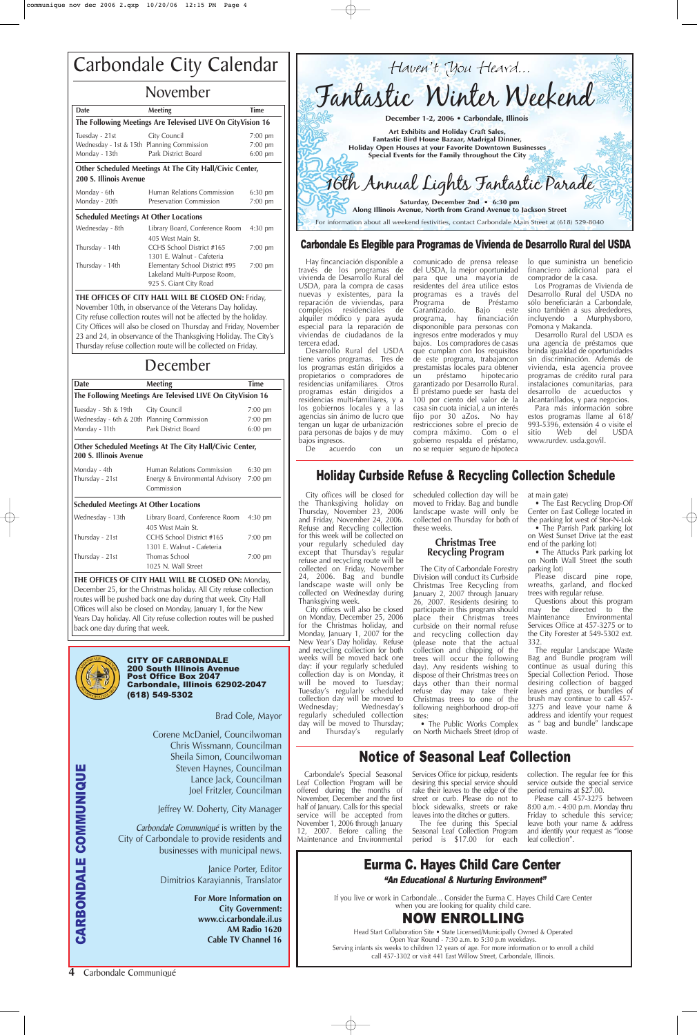# Carbondale City Calendar

## November

| Date | Meeting | Time |
|---|---|---|
| **The Following Meetings Are Televised LIVE On CityVision 16** | | |
| Tuesday - 21st | City Council | 7:00 pm |
| Wednesday - 1st & 15th | Planning Commission | 7:00 pm |
| Monday - 13th | Park District Board | 6:00 pm |
| **Other Scheduled Meetings At The City Hall/Civic Center, 200 S. Illinois Avenue** | | |
| Monday - 6th | Human Relations Commission | 6:30 pm |
| Monday - 20th | Preservation Commission | 7:00 pm |
| **Scheduled Meetings At Other Locations** | | |
| Wednesday - 8th | Library Board, Conference Room 405 West Main St. | 4:30 pm |
| Thursday - 14th | CCHS School District #165 1301 E. Walnut - Cafeteria | 7:00 pm |
| Thursday - 14th | Elementary School District #95 Lakeland Multi-Purpose Room, 925 S. Giant City Road | 7:00 pm |

**THE OFFICES OF CITY HALL WILL BE CLOSED ON:** Friday, November 10th, in observance of the Veterans Day holiday. City refuse collection routes will not be affected by the holiday. City Offices will also be closed on Thursday and Friday, November 23 and 24, in observance of the Thanksgiving Holiday. The City's Thursday refuse collection route will be collected on Friday.

## December

| Date | Meeting | Time |
|---|---|---|
| **The Following Meetings Are Televised LIVE On CityVision 16** | | |
| Tuesday - 5th & 19th | City Council | 7:00 pm |
| Wednesday - 6th & 20th | Planning Commission | 7:00 pm |
| Monday - 11th | Park District Board | 6:00 pm |
| **Other Scheduled Meetings At The City Hall/Civic Center, 200 S. Illinois Avenue** | | |
| Monday - 4th | Human Relations Commission | 6:30 pm |
| Thursday - 21st | Energy & Environmental Advisory Commission | 7:00 pm |
| **Scheduled Meetings At Other Locations** | | |
| Wednesday - 13th | Library Board, Conference Room 405 West Main St. | 4:30 pm |
| Thursday - 21st | CCHS School District #165 1301 E. Walnut - Cafeteria | 7:00 pm |
| Thursday - 21st | Thomas School 1025 N. Wall Street | 7:00 pm |

**THE OFFICES OF CITY HALL WILL BE CLOSED ON:** Monday, December 25, for the Christmas holiday. All City refuse collection routes will be pushed back one day during that week. City Hall Offices will also be closed on Monday, January 1, for the New Years Day holiday. All City refuse collection routes will be pushed back one day during that week.

**CITY OF CARBONDALE**
**200 South Illinois Avenue**
**Post Office Box 2047**
**Carbondale, Illinois 62902-2047**
**(618) 549-5302**

Brad Cole, Mayor

Corene McDaniel, Councilwoman
Chris Wissmann, Councilman
Sheila Simon, Councilwoman
Steven Haynes, Councilman
Lance Jack, Councilman
Joel Fritzler, Councilman

Jeffrey W. Doherty, City Manager

*Carbondale Communiqué* is written by the City of Carbondale to provide residents and businesses with municipal news.

Janice Porter, Editor
Dimitrios Karayiannis, Translator

**For More Information on City Government:**
**www.ci.carbondale.il.us**
**AM Radio 1620**
**Cable TV Channel 16**

**CARBONDALE COMMUNIQUE**

---

Haven't You Heard...

# Fantastic Winter Weekend

**December 1-2, 2006 • Carbondale, Illinois**

**Art Exhibits and Holiday Craft Sales, Fantastic Bird House Bazaar, Madrigal Dinner, Holiday Open Houses at your Favorite Downtown Businesses Special Events for the Family throughout the City**

## 16th Annual Lights Fantastic Parade

**Saturday, December 2nd • 6:30 pm**
**Along Illinois Avenue, North from Grand Avenue to Jackson Street**

For information about all weekend festivities, contact Carbondale Main Street at (618) 529-8040

## Carbondale Es Elegible para Programas de Vivienda de Desarrollo Rural del USDA

Hay financiación disponible a través de los programas de vivienda de Desarrollo Rural del USDA, para la compra de casas nuevas y existentes, para la reparación de viviendas, para complejos residenciales de alquiler módico y para ayuda especial para la reparación de viviendas de ciudadanos de la tercera edad.

Desarrollo Rural del USDA tiene varios programas. Tres de los programas están dirigidos a propietarios o compradores de residencias unifamiliares. Otros programas están dirigidos a residencias multi-familiares, y a los gobiernos locales y a las agencias sin ánimo de lucro que tengan un lugar de urbanización para personas de bajos y de muy bajos ingresos.

De acuerdo con un comunicado de prensa release del USDA, la mejor oportunidad para que una mayoría de residentes del área utilice estos programas es a través del Programa de Préstamo Garantizado. Bajo este programa, hay financiación disponible para personas con ingresos entre moderados y muy bajos. Los compradores de casas que cumplan con los requisitos de este programa, trabajancon prestamistas locales para obtener un préstamo hipotecario garantizado por Desarrollo Rural. El préstamo puede ser hasta del 100 por ciento del valor de la casa sin cuota inicial, a un interés fijo por 30 aZos. No hay restricciones sobre el precio de compra máximo. Com o el gobierno respalda el préstamo, no se requier seguro de hipoteca lo que suministra un beneficio financiero adicional para el comprador de la casa.

Los Programas de Vivienda de Desarrollo Rural del USDA no sólo beneficiarán a Carbondale, sino también a sus alrededores, incluyendo a Murphysboro, Pomona y Makanda.

Desarrollo Rural del USDA es una agencia de préstamos que brinda igualdad de oportunidades sin discriminación. Además de vivienda, esta agencia provee programas de crédito rural para instalaciones comunitarias, para desarrollo de acueductos y alcantarillados, y para negocios.

Para más información sobre estos programas llame al 618/ 993-5396, extensión 4 o visite el sitio Web del USDA www.rurdev. usda.gov/il.

## Holiday Curbside Refuse & Recycling Collection Schedule

City offices will be closed for the Thanksgiving holiday on Thursday, November 23, 2006 and Friday, November 24, 2006. Refuse and Recycling collection for this week will be collected on your regularly scheduled day except that Thursday's regular refuse and recycling route will be collected on Friday, November 24, 2006. Bag and bundle landscape waste will only be collected on Wednesday during Thanksgiving week.

City offices will also be closed on Monday, December 25, 2006 for the Christmas holiday, and Monday, January 1, 2007 for the New Year's Day holiday. Refuse and recycling collection for both weeks will be moved back one day: if your regularly scheduled collection day is on Monday, it will be moved to Tuesday; Tuesday's regularly scheduled collection day will be moved to Wednesday; Wednesday's regularly scheduled collection day will be moved to Thursday; and Thursday's regularly scheduled collection day will be moved to Friday. Bag and bundle landscape waste will only be collected on Thursday for both of these weeks.

### Christmas Tree Recycling Program

The City of Carbondale Forestry Division will conduct its Curbside Christmas Tree Recycling from January 2, 2007 through January 26, 2007. Residents desiring to participate in this program should place their Christmas trees curbside on their normal refuse and recycling collection day (please note that the actual collection and chipping of the trees will occur the following day). Any residents wishing to dispose of their Christmas trees on days other than their normal refuse day may take their Christmas trees to one of the following neighborhood drop-off sites:

- The Public Works Complex on North Michaels Street (drop of at main gate)
- The East Recycling Drop-Off Center on East College located in the parking lot west of Stor-N-Lok
- The Parrish Park parking lot on West Sunset Drive (at the east end of the parking lot)
- The Attucks Park parking lot on North Wall Street (the south parking lot)

Please discard pine rope, wreaths, garland, and flocked trees with regular refuse.

Questions about this program may be directed to the Maintenance Environmental Services Office at 457-3275 or to the City Forester at 549-5302 ext. 332.

The regular Landscape Waste Bag and Bundle program will continue as usual during this Special Collection Period. Those desiring collection of bagged leaves and grass, or bundles of brush may continue to call 457-3275 and leave your name & address and identify your request as " bag and bundle" landscape waste.

## Notice of Seasonal Leaf Collection

Carbondale's Special Seasonal Leaf Collection Program will be offered during the months of November, December and the first half of January. Calls for this special service will be accepted from November 1, 2006 through January 12, 2007. Before calling the Maintenance and Environmental Services Office for pickup, residents desiring this special service should rake their leaves to the edge of the street or curb. Please do not to block sidewalks, streets or rake leaves into the ditches or gutters.

The fee during this Special Seasonal Leaf Collection Program period is $17.00 for each collection. The regular fee for this service outside the special service period remains at $27.00.

Please call 457-3275 between 8:00 a.m. - 4:00 p.m. Monday thru Friday to schedule this service; leave both your name & address and identify your request as "loose leaf collection".

## Eurma C. Hayes Child Care Center

***"An Educational & Nurturing Environment"***

If you live or work in Carbondale... Consider the Eurma C. Hayes Child Care Center when you are looking for quality child care.

## NOW ENROLLING

Head Start Collaboration Site • State Licensed/Municipally Owned & Operated
Open Year Round - 7:30 a.m. to 5:30 p.m weekdays.
Serving infants six weeks to children 12 years of age. For more information or to enroll a child call 457-3302 or visit 441 East Willow Street, Carbondale, Illinois.